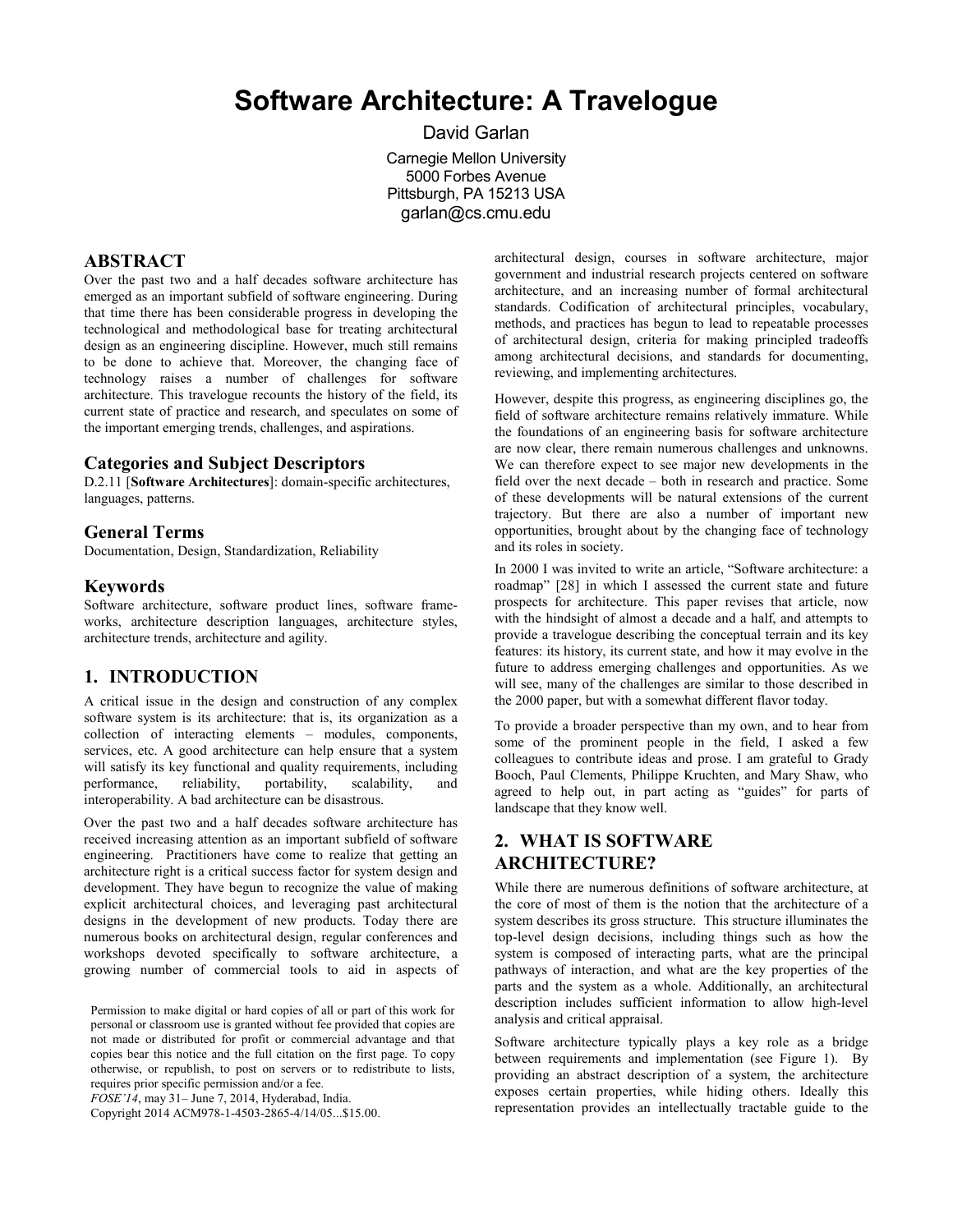# Software Architecture: A Travelogue

David Garlan

Carnegie Mellon University
5000 Forbes Avenue
Pittsburgh, PA 15213 USA
garlan@cs.cmu.edu

## ABSTRACT

Over the past two and a half decades software architecture has emerged as an important subfield of software engineering. During that time there has been considerable progress in developing the technological and methodological base for treating architectural design as an engineering discipline. However, much still remains to be done to achieve that. Moreover, the changing face of technology raises a number of challenges for software architecture. This travelogue recounts the history of the field, its current state of practice and research, and speculates on some of the important emerging trends, challenges, and aspirations.

### Categories and Subject Descriptors

D.2.11 [**Software Architectures**]: domain-specific architectures, languages, patterns.

### General Terms

Documentation, Design, Standardization, Reliability

### Keywords

Software architecture, software product lines, software frameworks, architecture description languages, architecture styles, architecture trends, architecture and agility.

## 1. INTRODUCTION

A critical issue in the design and construction of any complex software system is its architecture: that is, its organization as a collection of interacting elements – modules, components, services, etc. A good architecture can help ensure that a system will satisfy its key functional and quality requirements, including performance, reliability, portability, scalability, and interoperability. A bad architecture can be disastrous.

Over the past two and a half decades software architecture has received increasing attention as an important subfield of software engineering. Practitioners have come to realize that getting an architecture right is a critical success factor for system design and development. They have begun to recognize the value of making explicit architectural choices, and leveraging past architectural designs in the development of new products. Today there are numerous books on architectural design, regular conferences and workshops devoted specifically to software architecture, a growing number of commercial tools to aid in aspects of architectural design, courses in software architecture, major government and industrial research projects centered on software architecture, and an increasing number of formal architectural standards. Codification of architectural principles, vocabulary, methods, and practices has begun to lead to repeatable processes of architectural design, criteria for making principled tradeoffs among architectural decisions, and standards for documenting, reviewing, and implementing architectures.

However, despite this progress, as engineering disciplines go, the field of software architecture remains relatively immature. While the foundations of an engineering basis for software architecture are now clear, there remain numerous challenges and unknowns. We can therefore expect to see major new developments in the field over the next decade – both in research and practice. Some of these developments will be natural extensions of the current trajectory. But there are also a number of important new opportunities, brought about by the changing face of technology and its roles in society.

In 2000 I was invited to write an article, "Software architecture: a roadmap" [28] in which I assessed the current state and future prospects for architecture. This paper revises that article, now with the hindsight of almost a decade and a half, and attempts to provide a travelogue describing the conceptual terrain and its key features: its history, its current state, and how it may evolve in the future to address emerging challenges and opportunities. As we will see, many of the challenges are similar to those described in the 2000 paper, but with a somewhat different flavor today.

To provide a broader perspective than my own, and to hear from some of the prominent people in the field, I asked a few colleagues to contribute ideas and prose. I am grateful to Grady Booch, Paul Clements, Philippe Kruchten, and Mary Shaw, who agreed to help out, in part acting as "guides" for parts of landscape that they know well.

## 2. WHAT IS SOFTWARE ARCHITECTURE?

While there are numerous definitions of software architecture, at the core of most of them is the notion that the architecture of a system describes its gross structure. This structure illuminates the top-level design decisions, including things such as how the system is composed of interacting parts, what are the principal pathways of interaction, and what are the key properties of the parts and the system as a whole. Additionally, an architectural description includes sufficient information to allow high-level analysis and critical appraisal.

Software architecture typically plays a key role as a bridge between requirements and implementation (see Figure 1). By providing an abstract description of a system, the architecture exposes certain properties, while hiding others. Ideally this representation provides an intellectually tractable guide to the

Permission to make digital or hard copies of all or part of this work for personal or classroom use is granted without fee provided that copies are not made or distributed for profit or commercial advantage and that copies bear this notice and the full citation on the first page. To copy otherwise, or republish, to post on servers or to redistribute to lists, requires prior specific permission and/or a fee.
*FOSE'14*, may 31– June 7, 2014, Hyderabad, India.
Copyright 2014 ACM978-1-4503-2865-4/14/05...$15.00.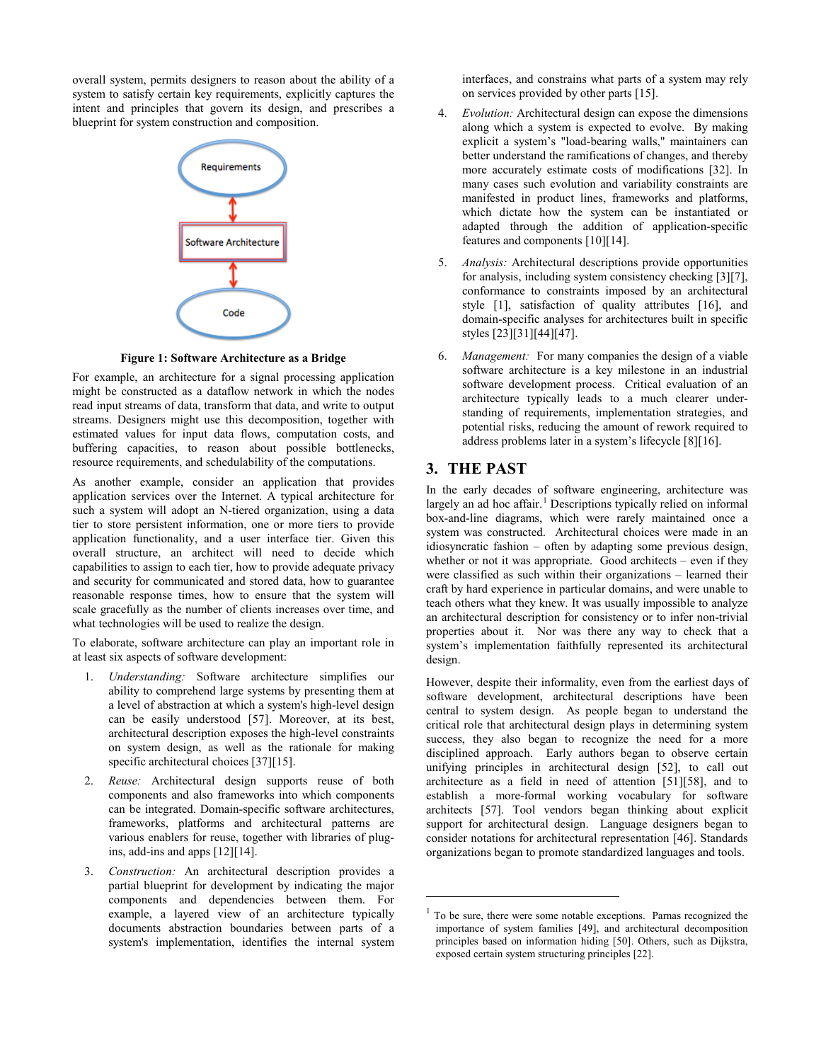overall system, permits designers to reason about the ability of a system to satisfy certain key requirements, explicitly captures the intent and principles that govern its design, and prescribes a blueprint for system construction and composition.

**Figure 1: Software Architecture as a Bridge**

For example, an architecture for a signal processing application might be constructed as a dataflow network in which the nodes read input streams of data, transform that data, and write to output streams. Designers might use this decomposition, together with estimated values for input data flows, computation costs, and buffering capacities, to reason about possible bottlenecks, resource requirements, and schedulability of the computations.

As another example, consider an application that provides application services over the Internet. A typical architecture for such a system will adopt an N-tiered organization, using a data tier to store persistent information, one or more tiers to provide application functionality, and a user interface tier. Given this overall structure, an architect will need to decide which capabilities to assign to each tier, how to provide adequate privacy and security for communicated and stored data, how to guarantee reasonable response times, how to ensure that the system will scale gracefully as the number of clients increases over time, and what technologies will be used to realize the design.

To elaborate, software architecture can play an important role in at least six aspects of software development:

1. *Understanding:* Software architecture simplifies our ability to comprehend large systems by presenting them at a level of abstraction at which a system's high-level design can be easily understood [57]. Moreover, at its best, architectural description exposes the high-level constraints on system design, as well as the rationale for making specific architectural choices [37][15].
2. *Reuse:* Architectural design supports reuse of both components and also frameworks into which components can be integrated. Domain-specific software architectures, frameworks, platforms and architectural patterns are various enablers for reuse, together with libraries of plug-ins, add-ins and apps [12][14].
3. *Construction:* An architectural description provides a partial blueprint for development by indicating the major components and dependencies between them. For example, a layered view of an architecture typically documents abstraction boundaries between parts of a system's implementation, identifies the internal system interfaces, and constrains what parts of a system may rely on services provided by other parts [15].
4. *Evolution:* Architectural design can expose the dimensions along which a system is expected to evolve. By making explicit a system's "load-bearing walls," maintainers can better understand the ramifications of changes, and thereby more accurately estimate costs of modifications [32]. In many cases such evolution and variability constraints are manifested in product lines, frameworks and platforms, which dictate how the system can be instantiated or adapted through the addition of application-specific features and components [10][14].
5. *Analysis:* Architectural descriptions provide opportunities for analysis, including system consistency checking [3][7], conformance to constraints imposed by an architectural style [1], satisfaction of quality attributes [16], and domain-specific analyses for architectures built in specific styles [23][31][44][47].
6. *Management:* For many companies the design of a viable software architecture is a key milestone in an industrial software development process. Critical evaluation of an architecture typically leads to a much clearer understanding of requirements, implementation strategies, and potential risks, reducing the amount of rework required to address problems later in a system's lifecycle [8][16].

## 3. THE PAST

In the early decades of software engineering, architecture was largely an ad hoc affair.[1] Descriptions typically relied on informal box-and-line diagrams, which were rarely maintained once a system was constructed. Architectural choices were made in an idiosyncratic fashion – often by adapting some previous design, whether or not it was appropriate. Good architects – even if they were classified as such within their organizations – learned their craft by hard experience in particular domains, and were unable to teach others what they knew. It was usually impossible to analyze an architectural description for consistency or to infer non-trivial properties about it. Nor was there any way to check that a system's implementation faithfully represented its architectural design.

However, despite their informality, even from the earliest days of software development, architectural descriptions have been central to system design. As people began to understand the critical role that architectural design plays in determining system success, they also began to recognize the need for a more disciplined approach. Early authors began to observe certain unifying principles in architectural design [52], to call out architecture as a field in need of attention [51][58], and to establish a more-formal working vocabulary for software architects [57]. Tool vendors began thinking about explicit support for architectural design. Language designers began to consider notations for architectural representation [46]. Standards organizations began to promote standardized languages and tools.

[1] To be sure, there were some notable exceptions. Parnas recognized the importance of system families [49], and architectural decomposition principles based on information hiding [50]. Others, such as Dijkstra, exposed certain system structuring principles [22].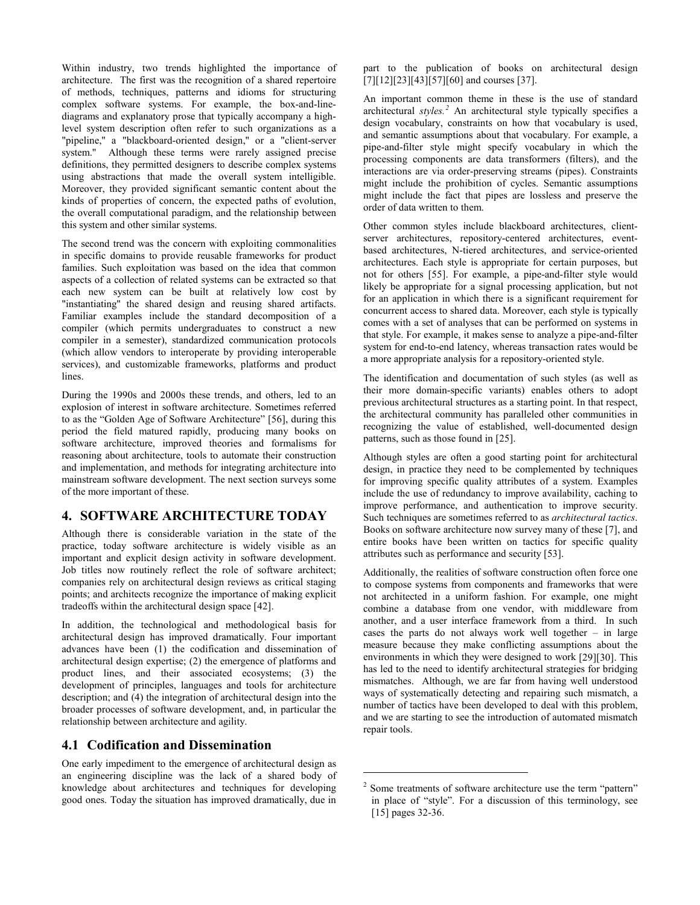Within industry, two trends highlighted the importance of architecture. The first was the recognition of a shared repertoire of methods, techniques, patterns and idioms for structuring complex software systems. For example, the box-and-line-diagrams and explanatory prose that typically accompany a high-level system description often refer to such organizations as a "pipeline," a "blackboard-oriented design," or a "client-server system." Although these terms were rarely assigned precise definitions, they permitted designers to describe complex systems using abstractions that made the overall system intelligible. Moreover, they provided significant semantic content about the kinds of properties of concern, the expected paths of evolution, the overall computational paradigm, and the relationship between this system and other similar systems.

The second trend was the concern with exploiting commonalities in specific domains to provide reusable frameworks for product families. Such exploitation was based on the idea that common aspects of a collection of related systems can be extracted so that each new system can be built at relatively low cost by "instantiating" the shared design and reusing shared artifacts. Familiar examples include the standard decomposition of a compiler (which permits undergraduates to construct a new compiler in a semester), standardized communication protocols (which allow vendors to interoperate by providing interoperable services), and customizable frameworks, platforms and product lines.

During the 1990s and 2000s these trends, and others, led to an explosion of interest in software architecture. Sometimes referred to as the "Golden Age of Software Architecture" [56], during this period the field matured rapidly, producing many books on software architecture, improved theories and formalisms for reasoning about architecture, tools to automate their construction and implementation, and methods for integrating architecture into mainstream software development. The next section surveys some of the more important of these.

## 4. SOFTWARE ARCHITECTURE TODAY

Although there is considerable variation in the state of the practice, today software architecture is widely visible as an important and explicit design activity in software development. Job titles now routinely reflect the role of software architect; companies rely on architectural design reviews as critical staging points; and architects recognize the importance of making explicit tradeoffs within the architectural design space [42].

In addition, the technological and methodological basis for architectural design has improved dramatically. Four important advances have been (1) the codification and dissemination of architectural design expertise; (2) the emergence of platforms and product lines, and their associated ecosystems; (3) the development of principles, languages and tools for architecture description; and (4) the integration of architectural design into the broader processes of software development, and, in particular the relationship between architecture and agility.

### 4.1 Codification and Dissemination

One early impediment to the emergence of architectural design as an engineering discipline was the lack of a shared body of knowledge about architectures and techniques for developing good ones. Today the situation has improved dramatically, due in part to the publication of books on architectural design [7][12][23][43][57][60] and courses [37].

An important common theme in these is the use of standard architectural *styles.*[2] An architectural style typically specifies a design vocabulary, constraints on how that vocabulary is used, and semantic assumptions about that vocabulary. For example, a pipe-and-filter style might specify vocabulary in which the processing components are data transformers (filters), and the interactions are via order-preserving streams (pipes). Constraints might include the prohibition of cycles. Semantic assumptions might include the fact that pipes are lossless and preserve the order of data written to them.

Other common styles include blackboard architectures, client-server architectures, repository-centered architectures, event-based architectures, N-tiered architectures, and service-oriented architectures. Each style is appropriate for certain purposes, but not for others [55]. For example, a pipe-and-filter style would likely be appropriate for a signal processing application, but not for an application in which there is a significant requirement for concurrent access to shared data. Moreover, each style is typically comes with a set of analyses that can be performed on systems in that style. For example, it makes sense to analyze a pipe-and-filter system for end-to-end latency, whereas transaction rates would be a more appropriate analysis for a repository-oriented style.

The identification and documentation of such styles (as well as their more domain-specific variants) enables others to adopt previous architectural structures as a starting point. In that respect, the architectural community has paralleled other communities in recognizing the value of established, well-documented design patterns, such as those found in [25].

Although styles are often a good starting point for architectural design, in practice they need to be complemented by techniques for improving specific quality attributes of a system. Examples include the use of redundancy to improve availability, caching to improve performance, and authentication to improve security. Such techniques are sometimes referred to as *architectural tactics*. Books on software architecture now survey many of these [7], and entire books have been written on tactics for specific quality attributes such as performance and security [53].

Additionally, the realities of software construction often force one to compose systems from components and frameworks that were not architected in a uniform fashion. For example, one might combine a database from one vendor, with middleware from another, and a user interface framework from a third. In such cases the parts do not always work well together – in large measure because they make conflicting assumptions about the environments in which they were designed to work [29][30]. This has led to the need to identify architectural strategies for bridging mismatches. Although, we are far from having well understood ways of systematically detecting and repairing such mismatch, a number of tactics have been developed to deal with this problem, and we are starting to see the introduction of automated mismatch repair tools.

[2] Some treatments of software architecture use the term "pattern" in place of "style". For a discussion of this terminology, see [15] pages 32-36.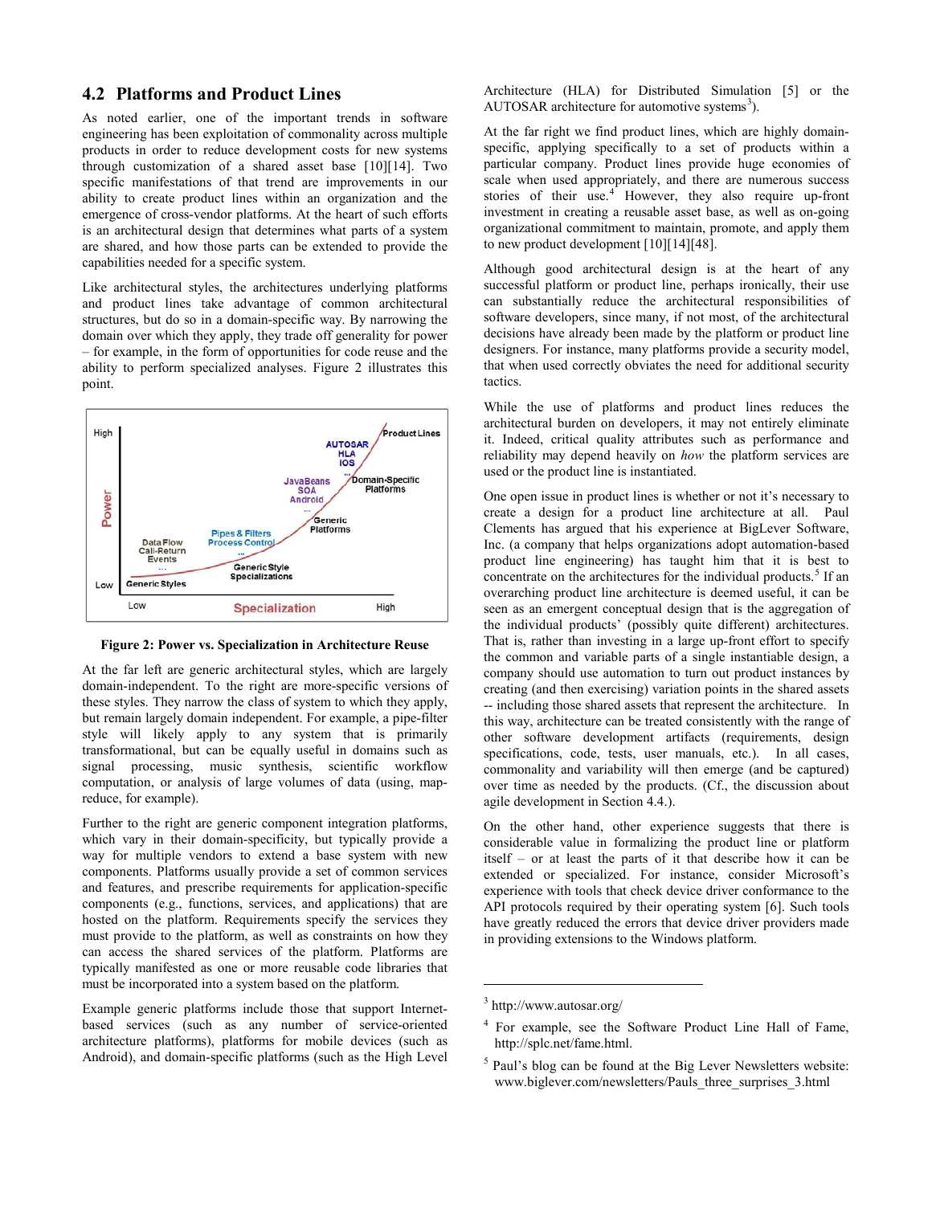## 4.2 Platforms and Product Lines

As noted earlier, one of the important trends in software engineering has been exploitation of commonality across multiple products in order to reduce development costs for new systems through customization of a shared asset base [10][14]. Two specific manifestations of that trend are improvements in our ability to create product lines within an organization and the emergence of cross-vendor platforms. At the heart of such efforts is an architectural design that determines what parts of a system are shared, and how those parts can be extended to provide the capabilities needed for a specific system.

Like architectural styles, the architectures underlying platforms and product lines take advantage of common architectural structures, but do so in a domain-specific way. By narrowing the domain over which they apply, they trade off generality for power – for example, in the form of opportunities for code reuse and the ability to perform specialized analyses. Figure 2 illustrates this point.

**Figure 2: Power vs. Specialization in Architecture Reuse**

At the far left are generic architectural styles, which are largely domain-independent. To the right are more-specific versions of these styles. They narrow the class of system to which they apply, but remain largely domain independent. For example, a pipe-filter style will likely apply to any system that is primarily transformational, but can be equally useful in domains such as signal processing, music synthesis, scientific workflow computation, or analysis of large volumes of data (using, map-reduce, for example).

Further to the right are generic component integration platforms, which vary in their domain-specificity, but typically provide a way for multiple vendors to extend a base system with new components. Platforms usually provide a set of common services and features, and prescribe requirements for application-specific components (e.g., functions, services, and applications) that are hosted on the platform. Requirements specify the services they must provide to the platform, as well as constraints on how they can access the shared services of the platform. Platforms are typically manifested as one or more reusable code libraries that must be incorporated into a system based on the platform.

Example generic platforms include those that support Internet-based services (such as any number of service-oriented architecture platforms), platforms for mobile devices (such as Android), and domain-specific platforms (such as the High Level Architecture (HLA) for Distributed Simulation [5] or the AUTOSAR architecture for automotive systems[3]).

At the far right we find product lines, which are highly domain-specific, applying specifically to a set of products within a particular company. Product lines provide huge economies of scale when used appropriately, and there are numerous success stories of their use.[4] However, they also require up-front investment in creating a reusable asset base, as well as on-going organizational commitment to maintain, promote, and apply them to new product development [10][14][48].

Although good architectural design is at the heart of any successful platform or product line, perhaps ironically, their use can substantially reduce the architectural responsibilities of software developers, since many, if not most, of the architectural decisions have already been made by the platform or product line designers. For instance, many platforms provide a security model, that when used correctly obviates the need for additional security tactics.

While the use of platforms and product lines reduces the architectural burden on developers, it may not entirely eliminate it. Indeed, critical quality attributes such as performance and reliability may depend heavily on *how* the platform services are used or the product line is instantiated.

One open issue in product lines is whether or not it's necessary to create a design for a product line architecture at all. Paul Clements has argued that his experience at BigLever Software, Inc. (a company that helps organizations adopt automation-based product line engineering) has taught him that it is best to concentrate on the architectures for the individual products.[5] If an overarching product line architecture is deemed useful, it can be seen as an emergent conceptual design that is the aggregation of the individual products' (possibly quite different) architectures. That is, rather than investing in a large up-front effort to specify the common and variable parts of a single instantiable design, a company should use automation to turn out product instances by creating (and then exercising) variation points in the shared assets -- including those shared assets that represent the architecture. In this way, architecture can be treated consistently with the range of other software development artifacts (requirements, design specifications, code, tests, user manuals, etc.). In all cases, commonality and variability will then emerge (and be captured) over time as needed by the products. (Cf., the discussion about agile development in Section 4.4.).

On the other hand, other experience suggests that there is considerable value in formalizing the product line or platform itself – or at least the parts of it that describe how it can be extended or specialized. For instance, consider Microsoft's experience with tools that check device driver conformance to the API protocols required by their operating system [6]. Such tools have greatly reduced the errors that device driver providers made in providing extensions to the Windows platform.

---

[3] http://www.autosar.org/

[4] For example, see the Software Product Line Hall of Fame, http://splc.net/fame.html.

[5] Paul's blog can be found at the Big Lever Newsletters website: www.biglever.com/newsletters/Pauls_three_surprises_3.html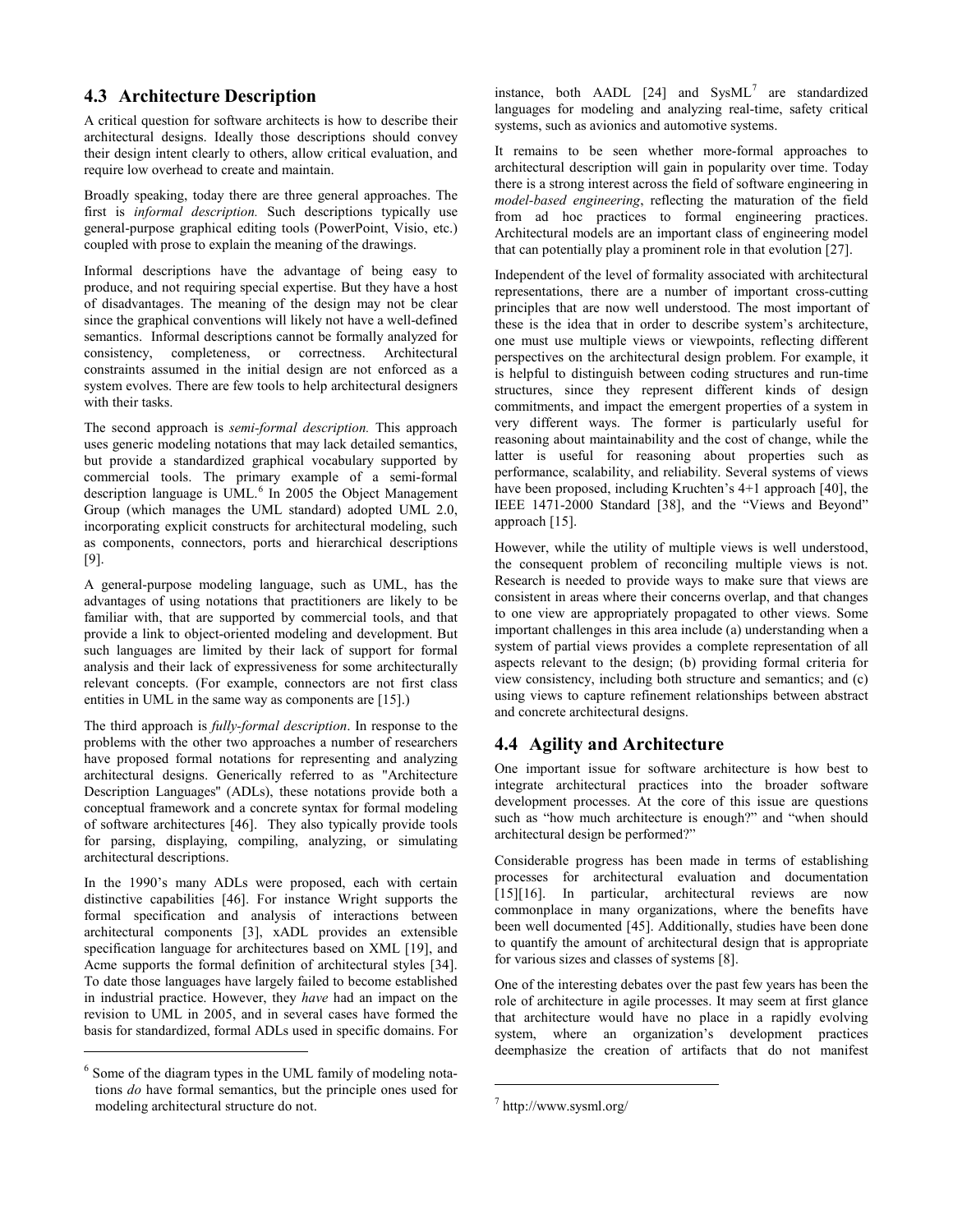## 4.3 Architecture Description

A critical question for software architects is how to describe their architectural designs. Ideally those descriptions should convey their design intent clearly to others, allow critical evaluation, and require low overhead to create and maintain.

Broadly speaking, today there are three general approaches. The first is *informal description.* Such descriptions typically use general-purpose graphical editing tools (PowerPoint, Visio, etc.) coupled with prose to explain the meaning of the drawings.

Informal descriptions have the advantage of being easy to produce, and not requiring special expertise. But they have a host of disadvantages. The meaning of the design may not be clear since the graphical conventions will likely not have a well-defined semantics. Informal descriptions cannot be formally analyzed for consistency, completeness, or correctness. Architectural constraints assumed in the initial design are not enforced as a system evolves. There are few tools to help architectural designers with their tasks.

The second approach is *semi-formal description.* This approach uses generic modeling notations that may lack detailed semantics, but provide a standardized graphical vocabulary supported by commercial tools. The primary example of a semi-formal description language is UML.[6] In 2005 the Object Management Group (which manages the UML standard) adopted UML 2.0, incorporating explicit constructs for architectural modeling, such as components, connectors, ports and hierarchical descriptions [9].

A general-purpose modeling language, such as UML, has the advantages of using notations that practitioners are likely to be familiar with, that are supported by commercial tools, and that provide a link to object-oriented modeling and development. But such languages are limited by their lack of support for formal analysis and their lack of expressiveness for some architecturally relevant concepts. (For example, connectors are not first class entities in UML in the same way as components are [15].)

The third approach is *fully-formal description*. In response to the problems with the other two approaches a number of researchers have proposed formal notations for representing and analyzing architectural designs. Generically referred to as "Architecture Description Languages" (ADLs), these notations provide both a conceptual framework and a concrete syntax for formal modeling of software architectures [46]. They also typically provide tools for parsing, displaying, compiling, analyzing, or simulating architectural descriptions.

In the 1990's many ADLs were proposed, each with certain distinctive capabilities [46]. For instance Wright supports the formal specification and analysis of interactions between architectural components [3], xADL provides an extensible specification language for architectures based on XML [19], and Acme supports the formal definition of architectural styles [34]. To date those languages have largely failed to become established in industrial practice. However, they *have* had an impact on the revision to UML in 2005, and in several cases have formed the basis for standardized, formal ADLs used in specific domains. For instance, both AADL [24] and SysML[7] are standardized languages for modeling and analyzing real-time, safety critical systems, such as avionics and automotive systems.

It remains to be seen whether more-formal approaches to architectural description will gain in popularity over time. Today there is a strong interest across the field of software engineering in *model-based engineering*, reflecting the maturation of the field from ad hoc practices to formal engineering practices. Architectural models are an important class of engineering model that can potentially play a prominent role in that evolution [27].

Independent of the level of formality associated with architectural representations, there are a number of important cross-cutting principles that are now well understood. The most important of these is the idea that in order to describe system's architecture, one must use multiple views or viewpoints, reflecting different perspectives on the architectural design problem. For example, it is helpful to distinguish between coding structures and run-time structures, since they represent different kinds of design commitments, and impact the emergent properties of a system in very different ways. The former is particularly useful for reasoning about maintainability and the cost of change, while the latter is useful for reasoning about properties such as performance, scalability, and reliability. Several systems of views have been proposed, including Kruchten's 4+1 approach [40], the IEEE 1471-2000 Standard [38], and the "Views and Beyond" approach [15].

However, while the utility of multiple views is well understood, the consequent problem of reconciling multiple views is not. Research is needed to provide ways to make sure that views are consistent in areas where their concerns overlap, and that changes to one view are appropriately propagated to other views. Some important challenges in this area include (a) understanding when a system of partial views provides a complete representation of all aspects relevant to the design; (b) providing formal criteria for view consistency, including both structure and semantics; and (c) using views to capture refinement relationships between abstract and concrete architectural designs.

## 4.4 Agility and Architecture

One important issue for software architecture is how best to integrate architectural practices into the broader software development processes. At the core of this issue are questions such as "how much architecture is enough?" and "when should architectural design be performed?"

Considerable progress has been made in terms of establishing processes for architectural evaluation and documentation [15][16]. In particular, architectural reviews are now commonplace in many organizations, where the benefits have been well documented [45]. Additionally, studies have been done to quantify the amount of architectural design that is appropriate for various sizes and classes of systems [8].

One of the interesting debates over the past few years has been the role of architecture in agile processes. It may seem at first glance that architecture would have no place in a rapidly evolving system, where an organization's development practices deemphasize the creation of artifacts that do not manifest

---

[6] Some of the diagram types in the UML family of modeling notations *do* have formal semantics, but the principle ones used for modeling architectural structure do not.

[7] http://www.sysml.org/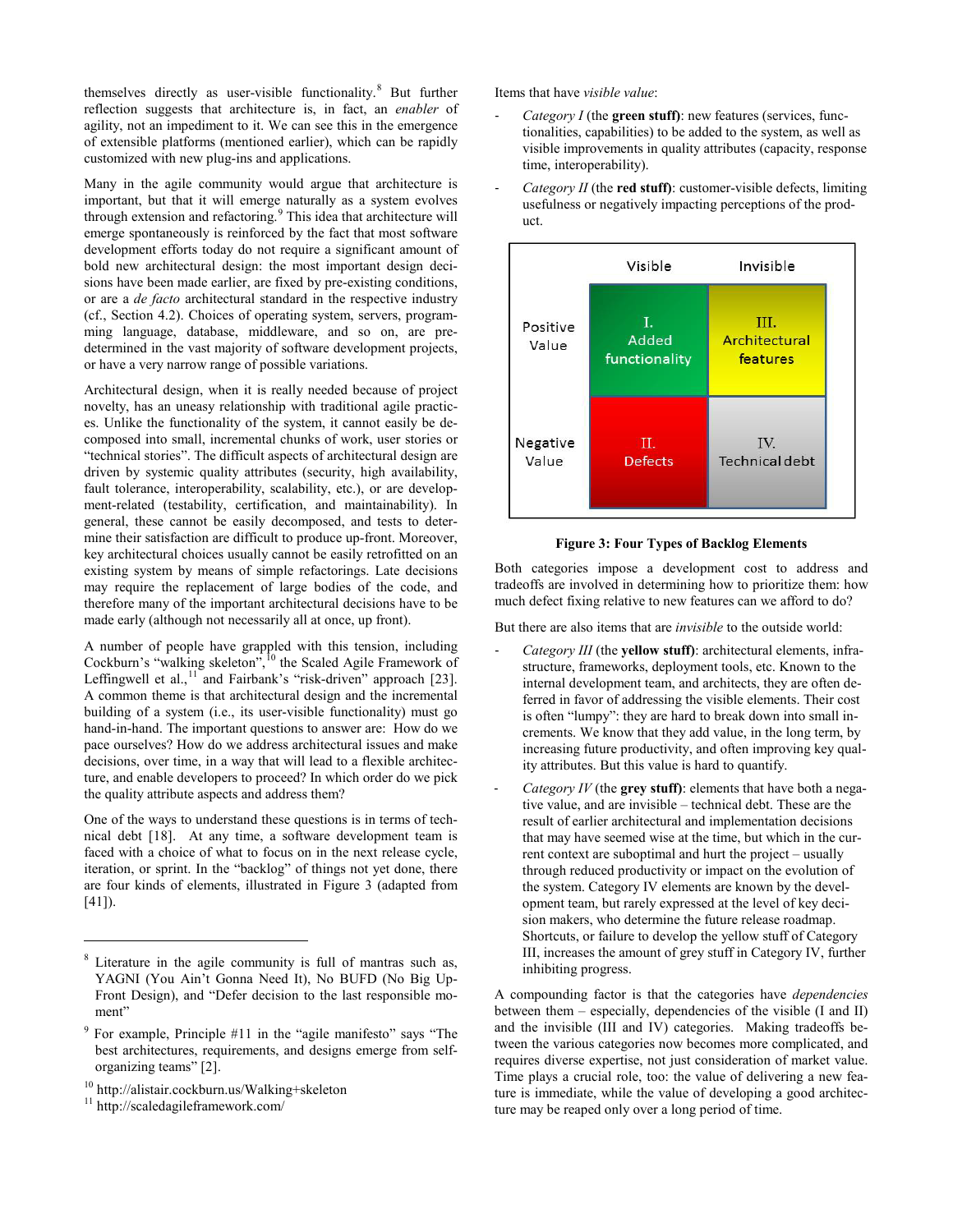themselves directly as user-visible functionality.[8] But further reflection suggests that architecture is, in fact, an *enabler* of agility, not an impediment to it. We can see this in the emergence of extensible platforms (mentioned earlier), which can be rapidly customized with new plug-ins and applications.

Many in the agile community would argue that architecture is important, but that it will emerge naturally as a system evolves through extension and refactoring.[9] This idea that architecture will emerge spontaneously is reinforced by the fact that most software development efforts today do not require a significant amount of bold new architectural design: the most important design decisions have been made earlier, are fixed by pre-existing conditions, or are a *de facto* architectural standard in the respective industry (cf., Section 4.2). Choices of operating system, servers, programming language, database, middleware, and so on, are predetermined in the vast majority of software development projects, or have a very narrow range of possible variations.

Architectural design, when it is really needed because of project novelty, has an uneasy relationship with traditional agile practices. Unlike the functionality of the system, it cannot easily be decomposed into small, incremental chunks of work, user stories or "technical stories". The difficult aspects of architectural design are driven by systemic quality attributes (security, high availability, fault tolerance, interoperability, scalability, etc.), or are development-related (testability, certification, and maintainability). In general, these cannot be easily decomposed, and tests to determine their satisfaction are difficult to produce up-front. Moreover, key architectural choices usually cannot be easily retrofitted on an existing system by means of simple refactorings. Late decisions may require the replacement of large bodies of the code, and therefore many of the important architectural decisions have to be made early (although not necessarily all at once, up front).

A number of people have grappled with this tension, including Cockburn's "walking skeleton",[10] the Scaled Agile Framework of Leffingwell et al.,[11] and Fairbank's "risk-driven" approach [23]. A common theme is that architectural design and the incremental building of a system (i.e., its user-visible functionality) must go hand-in-hand. The important questions to answer are: How do we pace ourselves? How do we address architectural issues and make decisions, over time, in a way that will lead to a flexible architecture, and enable developers to proceed? In which order do we pick the quality attribute aspects and address them?

One of the ways to understand these questions is in terms of technical debt [18]. At any time, a software development team is faced with a choice of what to focus on in the next release cycle, iteration, or sprint. In the "backlog" of things not yet done, there are four kinds of elements, illustrated in Figure 3 (adapted from [41]).

Items that have *visible value*:

- *Category I* (the **green stuff**): new features (services, functionalities, capabilities) to be added to the system, as well as visible improvements in quality attributes (capacity, response time, interoperability).
- *Category II* (the **red stuff**): customer-visible defects, limiting usefulness or negatively impacting perceptions of the product.

| | Visible | Invisible |
|---|---|---|
| Positive Value | I. Added functionality | III. Architectural features |
| Negative Value | II. Defects | IV. Technical debt |

**Figure 3: Four Types of Backlog Elements**

Both categories impose a development cost to address and tradeoffs are involved in determining how to prioritize them: how much defect fixing relative to new features can we afford to do?

But there are also items that are *invisible* to the outside world:

- *Category III* (the **yellow stuff**): architectural elements, infrastructure, frameworks, deployment tools, etc. Known to the internal development team, and architects, they are often deferred in favor of addressing the visible elements. Their cost is often "lumpy": they are hard to break down into small increments. We know that they add value, in the long term, by increasing future productivity, and often improving key quality attributes. But this value is hard to quantify.
- *Category IV* (the **grey stuff**): elements that have both a negative value, and are invisible – technical debt. These are the result of earlier architectural and implementation decisions that may have seemed wise at the time, but which in the current context are suboptimal and hurt the project – usually through reduced productivity or impact on the evolution of the system. Category IV elements are known by the development team, but rarely expressed at the level of key decision makers, who determine the future release roadmap. Shortcuts, or failure to develop the yellow stuff of Category III, increases the amount of grey stuff in Category IV, further inhibiting progress.

A compounding factor is that the categories have *dependencies* between them – especially, dependencies of the visible (I and II) and the invisible (III and IV) categories. Making tradeoffs between the various categories now becomes more complicated, and requires diverse expertise, not just consideration of market value. Time plays a crucial role, too: the value of delivering a new feature is immediate, while the value of developing a good architecture may be reaped only over a long period of time.

---

[8] Literature in the agile community is full of mantras such as, YAGNI (You Ain't Gonna Need It), No BUFD (No Big Up-Front Design), and "Defer decision to the last responsible moment"

[9] For example, Principle #11 in the "agile manifesto" says "The best architectures, requirements, and designs emerge from self-organizing teams" [2].

[10] http://alistair.cockburn.us/Walking+skeleton

[11] http://scaledagileframework.com/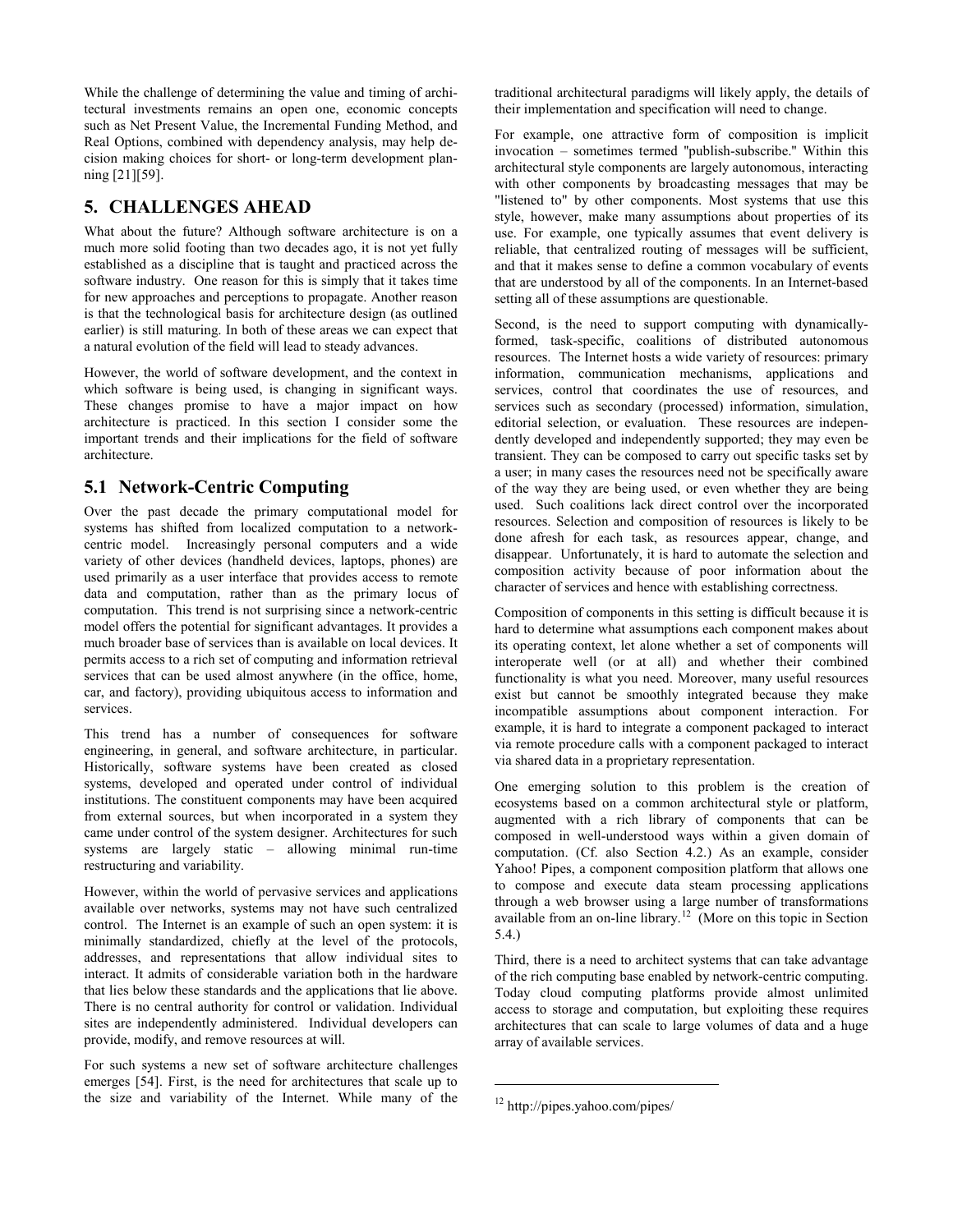While the challenge of determining the value and timing of architectural investments remains an open one, economic concepts such as Net Present Value, the Incremental Funding Method, and Real Options, combined with dependency analysis, may help decision making choices for short- or long-term development planning [21][59].

# 5. CHALLENGES AHEAD

What about the future? Although software architecture is on a much more solid footing than two decades ago, it is not yet fully established as a discipline that is taught and practiced across the software industry. One reason for this is simply that it takes time for new approaches and perceptions to propagate. Another reason is that the technological basis for architecture design (as outlined earlier) is still maturing. In both of these areas we can expect that a natural evolution of the field will lead to steady advances.

However, the world of software development, and the context in which software is being used, is changing in significant ways. These changes promise to have a major impact on how architecture is practiced. In this section I consider some the important trends and their implications for the field of software architecture.

## 5.1 Network-Centric Computing

Over the past decade the primary computational model for systems has shifted from localized computation to a network-centric model. Increasingly personal computers and a wide variety of other devices (handheld devices, laptops, phones) are used primarily as a user interface that provides access to remote data and computation, rather than as the primary locus of computation. This trend is not surprising since a network-centric model offers the potential for significant advantages. It provides a much broader base of services than is available on local devices. It permits access to a rich set of computing and information retrieval services that can be used almost anywhere (in the office, home, car, and factory), providing ubiquitous access to information and services.

This trend has a number of consequences for software engineering, in general, and software architecture, in particular. Historically, software systems have been created as closed systems, developed and operated under control of individual institutions. The constituent components may have been acquired from external sources, but when incorporated in a system they came under control of the system designer. Architectures for such systems are largely static – allowing minimal run-time restructuring and variability.

However, within the world of pervasive services and applications available over networks, systems may not have such centralized control. The Internet is an example of such an open system: it is minimally standardized, chiefly at the level of the protocols, addresses, and representations that allow individual sites to interact. It admits of considerable variation both in the hardware that lies below these standards and the applications that lie above. There is no central authority for control or validation. Individual sites are independently administered. Individual developers can provide, modify, and remove resources at will.

For such systems a new set of software architecture challenges emerges [54]. First, is the need for architectures that scale up to the size and variability of the Internet. While many of the traditional architectural paradigms will likely apply, the details of their implementation and specification will need to change.

For example, one attractive form of composition is implicit invocation – sometimes termed "publish-subscribe." Within this architectural style components are largely autonomous, interacting with other components by broadcasting messages that may be "listened to" by other components. Most systems that use this style, however, make many assumptions about properties of its use. For example, one typically assumes that event delivery is reliable, that centralized routing of messages will be sufficient, and that it makes sense to define a common vocabulary of events that are understood by all of the components. In an Internet-based setting all of these assumptions are questionable.

Second, is the need to support computing with dynamically-formed, task-specific, coalitions of distributed autonomous resources. The Internet hosts a wide variety of resources: primary information, communication mechanisms, applications and services, control that coordinates the use of resources, and services such as secondary (processed) information, simulation, editorial selection, or evaluation. These resources are independently developed and independently supported; they may even be transient. They can be composed to carry out specific tasks set by a user; in many cases the resources need not be specifically aware of the way they are being used, or even whether they are being used. Such coalitions lack direct control over the incorporated resources. Selection and composition of resources is likely to be done afresh for each task, as resources appear, change, and disappear. Unfortunately, it is hard to automate the selection and composition activity because of poor information about the character of services and hence with establishing correctness.

Composition of components in this setting is difficult because it is hard to determine what assumptions each component makes about its operating context, let alone whether a set of components will interoperate well (or at all) and whether their combined functionality is what you need. Moreover, many useful resources exist but cannot be smoothly integrated because they make incompatible assumptions about component interaction. For example, it is hard to integrate a component packaged to interact via remote procedure calls with a component packaged to interact via shared data in a proprietary representation.

One emerging solution to this problem is the creation of ecosystems based on a common architectural style or platform, augmented with a rich library of components that can be composed in well-understood ways within a given domain of computation. (Cf. also Section 4.2.) As an example, consider Yahoo! Pipes, a component composition platform that allows one to compose and execute data steam processing applications through a web browser using a large number of transformations available from an on-line library.[12] (More on this topic in Section 5.4.)

Third, there is a need to architect systems that can take advantage of the rich computing base enabled by network-centric computing. Today cloud computing platforms provide almost unlimited access to storage and computation, but exploiting these requires architectures that can scale to large volumes of data and a huge array of available services.

---

[12] http://pipes.yahoo.com/pipes/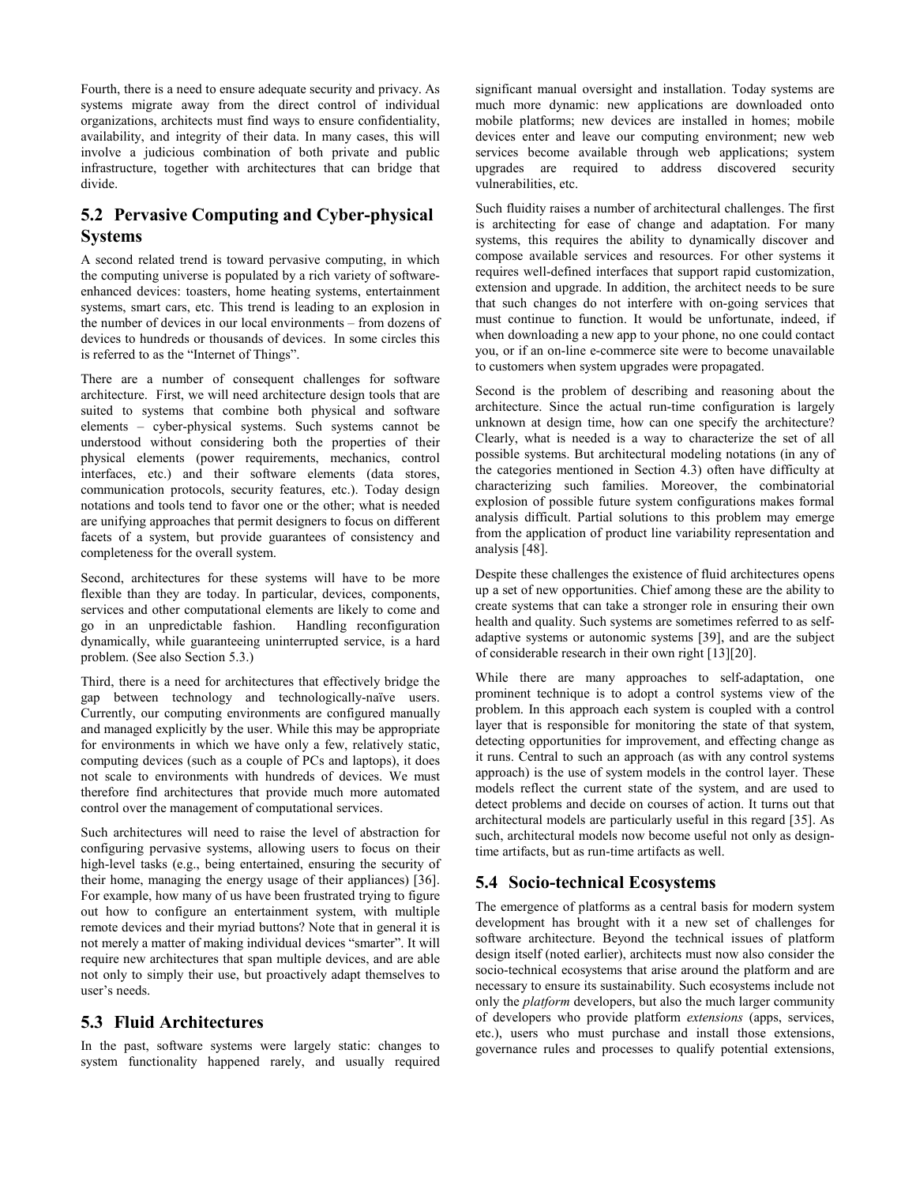Fourth, there is a need to ensure adequate security and privacy. As systems migrate away from the direct control of individual organizations, architects must find ways to ensure confidentiality, availability, and integrity of their data. In many cases, this will involve a judicious combination of both private and public infrastructure, together with architectures that can bridge that divide.

## 5.2 Pervasive Computing and Cyber-physical Systems

A second related trend is toward pervasive computing, in which the computing universe is populated by a rich variety of software-enhanced devices: toasters, home heating systems, entertainment systems, smart cars, etc. This trend is leading to an explosion in the number of devices in our local environments – from dozens of devices to hundreds or thousands of devices. In some circles this is referred to as the "Internet of Things".

There are a number of consequent challenges for software architecture. First, we will need architecture design tools that are suited to systems that combine both physical and software elements – cyber-physical systems. Such systems cannot be understood without considering both the properties of their physical elements (power requirements, mechanics, control interfaces, etc.) and their software elements (data stores, communication protocols, security features, etc.). Today design notations and tools tend to favor one or the other; what is needed are unifying approaches that permit designers to focus on different facets of a system, but provide guarantees of consistency and completeness for the overall system.

Second, architectures for these systems will have to be more flexible than they are today. In particular, devices, components, services and other computational elements are likely to come and go in an unpredictable fashion. Handling reconfiguration dynamically, while guaranteeing uninterrupted service, is a hard problem. (See also Section 5.3.)

Third, there is a need for architectures that effectively bridge the gap between technology and technologically-naïve users. Currently, our computing environments are configured manually and managed explicitly by the user. While this may be appropriate for environments in which we have only a few, relatively static, computing devices (such as a couple of PCs and laptops), it does not scale to environments with hundreds of devices. We must therefore find architectures that provide much more automated control over the management of computational services.

Such architectures will need to raise the level of abstraction for configuring pervasive systems, allowing users to focus on their high-level tasks (e.g., being entertained, ensuring the security of their home, managing the energy usage of their appliances) [36]. For example, how many of us have been frustrated trying to figure out how to configure an entertainment system, with multiple remote devices and their myriad buttons? Note that in general it is not merely a matter of making individual devices "smarter". It will require new architectures that span multiple devices, and are able not only to simply their use, but proactively adapt themselves to user's needs.

## 5.3 Fluid Architectures

In the past, software systems were largely static: changes to system functionality happened rarely, and usually required significant manual oversight and installation. Today systems are much more dynamic: new applications are downloaded onto mobile platforms; new devices are installed in homes; mobile devices enter and leave our computing environment; new web services become available through web applications; system upgrades are required to address discovered security vulnerabilities, etc.

Such fluidity raises a number of architectural challenges. The first is architecting for ease of change and adaptation. For many systems, this requires the ability to dynamically discover and compose available services and resources. For other systems it requires well-defined interfaces that support rapid customization, extension and upgrade. In addition, the architect needs to be sure that such changes do not interfere with on-going services that must continue to function. It would be unfortunate, indeed, if when downloading a new app to your phone, no one could contact you, or if an on-line e-commerce site were to become unavailable to customers when system upgrades were propagated.

Second is the problem of describing and reasoning about the architecture. Since the actual run-time configuration is largely unknown at design time, how can one specify the architecture? Clearly, what is needed is a way to characterize the set of all possible systems. But architectural modeling notations (in any of the categories mentioned in Section 4.3) often have difficulty at characterizing such families. Moreover, the combinatorial explosion of possible future system configurations makes formal analysis difficult. Partial solutions to this problem may emerge from the application of product line variability representation and analysis [48].

Despite these challenges the existence of fluid architectures opens up a set of new opportunities. Chief among these are the ability to create systems that can take a stronger role in ensuring their own health and quality. Such systems are sometimes referred to as self-adaptive systems or autonomic systems [39], and are the subject of considerable research in their own right [13][20].

While there are many approaches to self-adaptation, one prominent technique is to adopt a control systems view of the problem. In this approach each system is coupled with a control layer that is responsible for monitoring the state of that system, detecting opportunities for improvement, and effecting change as it runs. Central to such an approach (as with any control systems approach) is the use of system models in the control layer. These models reflect the current state of the system, and are used to detect problems and decide on courses of action. It turns out that architectural models are particularly useful in this regard [35]. As such, architectural models now become useful not only as design-time artifacts, but as run-time artifacts as well.

## 5.4 Socio-technical Ecosystems

The emergence of platforms as a central basis for modern system development has brought with it a new set of challenges for software architecture. Beyond the technical issues of platform design itself (noted earlier), architects must now also consider the socio-technical ecosystems that arise around the platform and are necessary to ensure its sustainability. Such ecosystems include not only the *platform* developers, but also the much larger community of developers who provide platform *extensions* (apps, services, etc.), users who must purchase and install those extensions, governance rules and processes to qualify potential extensions,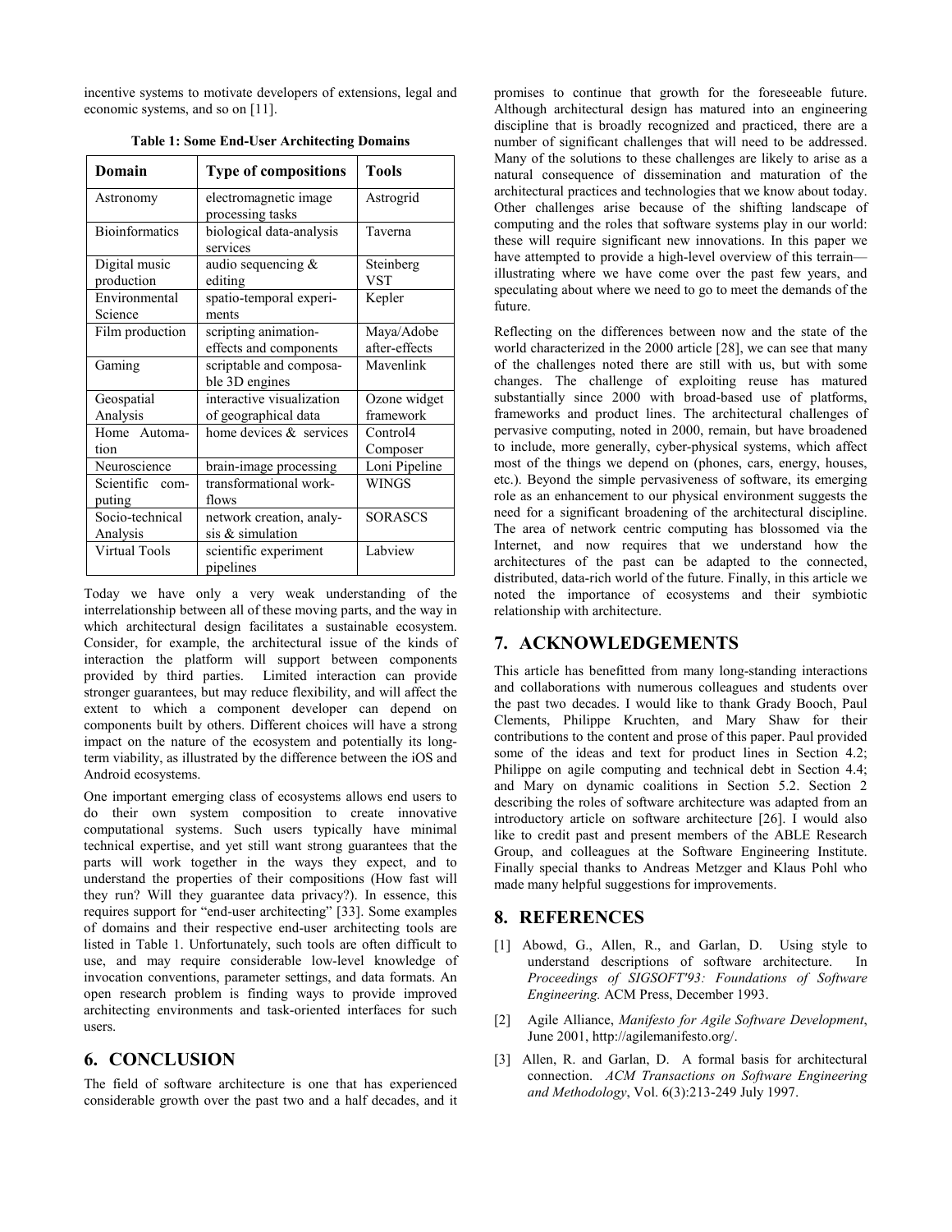incentive systems to motivate developers of extensions, legal and economic systems, and so on [11].

**Table 1: Some End-User Architecting Domains**

| Domain | Type of compositions | Tools |
|---|---|---|
| Astronomy | electromagnetic image processing tasks | Astrogrid |
| Bioinformatics | biological data-analysis services | Taverna |
| Digital music production | audio sequencing & editing | Steinberg VST |
| Environmental Science | spatio-temporal experiments | Kepler |
| Film production | scripting animation-effects and components | Maya/Adobe after-effects |
| Gaming | scriptable and composable 3D engines | Mavenlink |
| Geospatial Analysis | interactive visualization of geographical data | Ozone widget framework |
| Home Automation | home devices & services | Control4 Composer |
| Neuroscience | brain-image processing | Loni Pipeline |
| Scientific computing | transformational workflows | WINGS |
| Socio-technical Analysis | network creation, analysis & simulation | SORASCS |
| Virtual Tools | scientific experiment pipelines | Labview |

Today we have only a very weak understanding of the interrelationship between all of these moving parts, and the way in which architectural design facilitates a sustainable ecosystem. Consider, for example, the architectural issue of the kinds of interaction the platform will support between components provided by third parties. Limited interaction can provide stronger guarantees, but may reduce flexibility, and will affect the extent to which a component developer can depend on components built by others. Different choices will have a strong impact on the nature of the ecosystem and potentially its long-term viability, as illustrated by the difference between the iOS and Android ecosystems.

One important emerging class of ecosystems allows end users to do their own system composition to create innovative computational systems. Such users typically have minimal technical expertise, and yet still want strong guarantees that the parts will work together in the ways they expect, and to understand the properties of their compositions (How fast will they run? Will they guarantee data privacy?). In essence, this requires support for "end-user architecting" [33]. Some examples of domains and their respective end-user architecting tools are listed in Table 1. Unfortunately, such tools are often difficult to use, and may require considerable low-level knowledge of invocation conventions, parameter settings, and data formats. An open research problem is finding ways to provide improved architecting environments and task-oriented interfaces for such users.

## 6. CONCLUSION

The field of software architecture is one that has experienced considerable growth over the past two and a half decades, and it promises to continue that growth for the foreseeable future. Although architectural design has matured into an engineering discipline that is broadly recognized and practiced, there are a number of significant challenges that will need to be addressed. Many of the solutions to these challenges are likely to arise as a natural consequence of dissemination and maturation of the architectural practices and technologies that we know about today. Other challenges arise because of the shifting landscape of computing and the roles that software systems play in our world: these will require significant new innovations. In this paper we have attempted to provide a high-level overview of this terrain—illustrating where we have come over the past few years, and speculating about where we need to go to meet the demands of the future.

Reflecting on the differences between now and the state of the world characterized in the 2000 article [28], we can see that many of the challenges noted there are still with us, but with some changes. The challenge of exploiting reuse has matured substantially since 2000 with broad-based use of platforms, frameworks and product lines. The architectural challenges of pervasive computing, noted in 2000, remain, but have broadened to include, more generally, cyber-physical systems, which affect most of the things we depend on (phones, cars, energy, houses, etc.). Beyond the simple pervasiveness of software, its emerging role as an enhancement to our physical environment suggests the need for a significant broadening of the architectural discipline. The area of network centric computing has blossomed via the Internet, and now requires that we understand how the architectures of the past can be adapted to the connected, distributed, data-rich world of the future. Finally, in this article we noted the importance of ecosystems and their symbiotic relationship with architecture.

## 7. ACKNOWLEDGEMENTS

This article has benefitted from many long-standing interactions and collaborations with numerous colleagues and students over the past two decades. I would like to thank Grady Booch, Paul Clements, Philippe Kruchten, and Mary Shaw for their contributions to the content and prose of this paper. Paul provided some of the ideas and text for product lines in Section 4.2; Philippe on agile computing and technical debt in Section 4.4; and Mary on dynamic coalitions in Section 5.2. Section 2 describing the roles of software architecture was adapted from an introductory article on software architecture [26]. I would also like to credit past and present members of the ABLE Research Group, and colleagues at the Software Engineering Institute. Finally special thanks to Andreas Metzger and Klaus Pohl who made many helpful suggestions for improvements.

## 8. REFERENCES

[1] Abowd, G., Allen, R., and Garlan, D. Using style to understand descriptions of software architecture. In *Proceedings of SIGSOFT'93: Foundations of Software Engineering.* ACM Press, December 1993.

[2] Agile Alliance, *Manifesto for Agile Software Development*, June 2001, http://agilemanifesto.org/.

[3] Allen, R. and Garlan, D. A formal basis for architectural connection. *ACM Transactions on Software Engineering and Methodology*, Vol. 6(3):213-249 July 1997.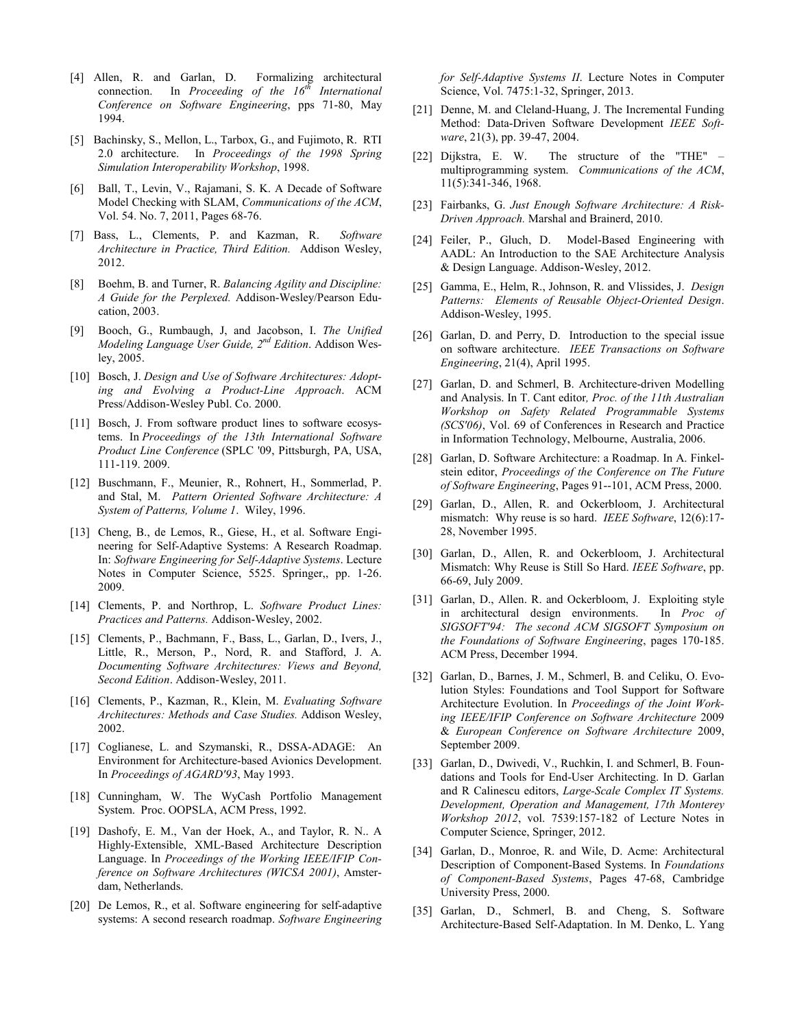[4] Allen, R. and Garlan, D. Formalizing architectural connection. In *Proceeding of the 16th International Conference on Software Engineering*, pps 71-80, May 1994.

[5] Bachinsky, S., Mellon, L., Tarbox, G., and Fujimoto, R. RTI 2.0 architecture. In *Proceedings of the 1998 Spring Simulation Interoperability Workshop*, 1998.

[6] Ball, T., Levin, V., Rajamani, S. K. A Decade of Software Model Checking with SLAM, *Communications of the ACM*, Vol. 54. No. 7, 2011, Pages 68-76.

[7] Bass, L., Clements, P. and Kazman, R. *Software Architecture in Practice, Third Edition.* Addison Wesley, 2012.

[8] Boehm, B. and Turner, R. *Balancing Agility and Discipline: A Guide for the Perplexed.* Addison-Wesley/Pearson Education, 2003.

[9] Booch, G., Rumbaugh, J, and Jacobson, I. *The Unified Modeling Language User Guide, 2nd Edition*. Addison Wesley, 2005.

[10] Bosch, J. *Design and Use of Software Architectures: Adopting and Evolving a Product-Line Approach*. ACM Press/Addison-Wesley Publ. Co. 2000.

[11] Bosch, J. From software product lines to software ecosystems. In *Proceedings of the 13th International Software Product Line Conference* (SPLC '09, Pittsburgh, PA, USA, 111-119. 2009.

[12] Buschmann, F., Meunier, R., Rohnert, H., Sommerlad, P. and Stal, M. *Pattern Oriented Software Architecture: A System of Patterns, Volume 1*. Wiley, 1996.

[13] Cheng, B., de Lemos, R., Giese, H., et al. Software Engineering for Self-Adaptive Systems: A Research Roadmap. In: *Software Engineering for Self-Adaptive Systems*. Lecture Notes in Computer Science, 5525. Springer,, pp. 1-26. 2009.

[14] Clements, P. and Northrop, L. *Software Product Lines: Practices and Patterns.* Addison-Wesley, 2002.

[15] Clements, P., Bachmann, F., Bass, L., Garlan, D., Ivers, J., Little, R., Merson, P., Nord, R. and Stafford, J. A. *Documenting Software Architectures: Views and Beyond, Second Edition*. Addison-Wesley, 2011.

[16] Clements, P., Kazman, R., Klein, M. *Evaluating Software Architectures: Methods and Case Studies.* Addison Wesley, 2002.

[17] Coglianese, L. and Szymanski, R., DSSA-ADAGE: An Environment for Architecture-based Avionics Development. In *Proceedings of AGARD'93*, May 1993.

[18] Cunningham, W. The WyCash Portfolio Management System. Proc. OOPSLA, ACM Press, 1992.

[19] Dashofy, E. M., Van der Hoek, A., and Taylor, R. N.. A Highly-Extensible, XML-Based Architecture Description Language. In *Proceedings of the Working IEEE/IFIP Conference on Software Architectures (WICSA 2001)*, Amsterdam, Netherlands.

[20] De Lemos, R., et al. Software engineering for self-adaptive systems: A second research roadmap. *Software Engineering for Self-Adaptive Systems II*. Lecture Notes in Computer Science, Vol. 7475:1-32, Springer, 2013.

[21] Denne, M. and Cleland-Huang, J. The Incremental Funding Method: Data-Driven Software Development *IEEE Software*, 21(3), pp. 39-47, 2004.

[22] Dijkstra, E. W. The structure of the "THE" – multiprogramming system. *Communications of the ACM*, 11(5):341-346, 1968.

[23] Fairbanks, G. *Just Enough Software Architecture: A Risk-Driven Approach.* Marshal and Brainerd, 2010.

[24] Feiler, P., Gluch, D. Model-Based Engineering with AADL: An Introduction to the SAE Architecture Analysis & Design Language. Addison-Wesley, 2012.

[25] Gamma, E., Helm, R., Johnson, R. and Vlissides, J. *Design Patterns: Elements of Reusable Object-Oriented Design*. Addison-Wesley, 1995.

[26] Garlan, D. and Perry, D. Introduction to the special issue on software architecture. *IEEE Transactions on Software Engineering*, 21(4), April 1995.

[27] Garlan, D. and Schmerl, B. Architecture-driven Modelling and Analysis. In T. Cant editor, *Proc. of the 11th Australian Workshop on Safety Related Programmable Systems (SCS'06)*, Vol. 69 of Conferences in Research and Practice in Information Technology, Melbourne, Australia, 2006.

[28] Garlan, D. Software Architecture: a Roadmap. In A. Finkelstein editor, *Proceedings of the Conference on The Future of Software Engineering*, Pages 91--101, ACM Press, 2000.

[29] Garlan, D., Allen, R. and Ockerbloom, J. Architectural mismatch: Why reuse is so hard. *IEEE Software*, 12(6):17-28, November 1995.

[30] Garlan, D., Allen, R. and Ockerbloom, J. Architectural Mismatch: Why Reuse is Still So Hard. *IEEE Software*, pp. 66-69, July 2009.

[31] Garlan, D., Allen. R. and Ockerbloom, J. Exploiting style in architectural design environments. In *Proc of SIGSOFT'94: The second ACM SIGSOFT Symposium on the Foundations of Software Engineering*, pages 170-185. ACM Press, December 1994.

[32] Garlan, D., Barnes, J. M., Schmerl, B. and Celiku, O. Evolution Styles: Foundations and Tool Support for Software Architecture Evolution. In *Proceedings of the Joint Working IEEE/IFIP Conference on Software Architecture* 2009 & *European Conference on Software Architecture* 2009, September 2009.

[33] Garlan, D., Dwivedi, V., Ruchkin, I. and Schmerl, B. Foundations and Tools for End-User Architecting. In D. Garlan and R Calinescu editors, *Large-Scale Complex IT Systems. Development, Operation and Management, 17th Monterey Workshop 2012*, vol. 7539:157-182 of Lecture Notes in Computer Science, Springer, 2012.

[34] Garlan, D., Monroe, R. and Wile, D. Acme: Architectural Description of Component-Based Systems. In *Foundations of Component-Based Systems*, Pages 47-68, Cambridge University Press, 2000.

[35] Garlan, D., Schmerl, B. and Cheng, S. Software Architecture-Based Self-Adaptation. In M. Denko, L. Yang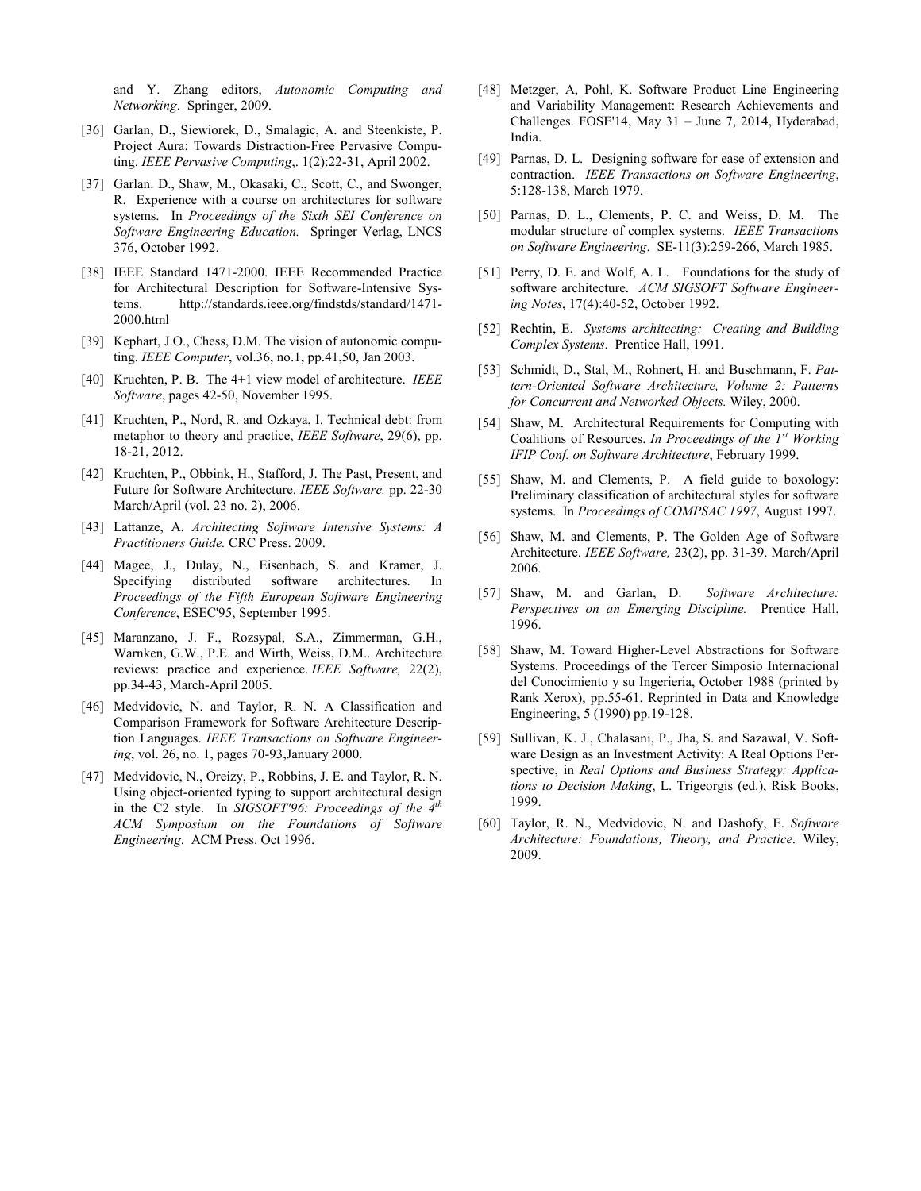and Y. Zhang editors, *Autonomic Computing and Networking*. Springer, 2009.

[36] Garlan, D., Siewiorek, D., Smalagic, A. and Steenkiste, P. Project Aura: Towards Distraction-Free Pervasive Computing. *IEEE Pervasive Computing*,. 1(2):22-31, April 2002.

[37] Garlan. D., Shaw, M., Okasaki, C., Scott, C., and Swonger, R. Experience with a course on architectures for software systems. In *Proceedings of the Sixth SEI Conference on Software Engineering Education.* Springer Verlag, LNCS 376, October 1992.

[38] IEEE Standard 1471-2000. IEEE Recommended Practice for Architectural Description for Software-Intensive Systems. http://standards.ieee.org/findstds/standard/1471-2000.html

[39] Kephart, J.O., Chess, D.M. The vision of autonomic computing. *IEEE Computer*, vol.36, no.1, pp.41,50, Jan 2003.

[40] Kruchten, P. B. The 4+1 view model of architecture. *IEEE Software*, pages 42-50, November 1995.

[41] Kruchten, P., Nord, R. and Ozkaya, I. Technical debt: from metaphor to theory and practice, *IEEE Software*, 29(6), pp. 18-21, 2012.

[42] Kruchten, P., Obbink, H., Stafford, J. The Past, Present, and Future for Software Architecture. *IEEE Software.* pp. 22-30 March/April (vol. 23 no. 2), 2006.

[43] Lattanze, A. *Architecting Software Intensive Systems: A Practitioners Guide.* CRC Press. 2009.

[44] Magee, J., Dulay, N., Eisenbach, S. and Kramer, J. Specifying distributed software architectures. In *Proceedings of the Fifth European Software Engineering Conference*, ESEC'95, September 1995.

[45] Maranzano, J. F., Rozsypal, S.A., Zimmerman, G.H., Warnken, G.W., P.E. and Wirth, Weiss, D.M.. Architecture reviews: practice and experience. *IEEE Software,* 22(2), pp.34-43, March-April 2005.

[46] Medvidovic, N. and Taylor, R. N. A Classification and Comparison Framework for Software Architecture Description Languages. *IEEE Transactions on Software Engineering*, vol. 26, no. 1, pages 70-93,January 2000.

[47] Medvidovic, N., Oreizy, P., Robbins, J. E. and Taylor, R. N. Using object-oriented typing to support architectural design in the C2 style. In *SIGSOFT'96: Proceedings of the 4th ACM Symposium on the Foundations of Software Engineering*. ACM Press. Oct 1996.

[48] Metzger, A, Pohl, K. Software Product Line Engineering and Variability Management: Research Achievements and Challenges. FOSE'14, May 31 – June 7, 2014, Hyderabad, India.

[49] Parnas, D. L. Designing software for ease of extension and contraction. *IEEE Transactions on Software Engineering*, 5:128-138, March 1979.

[50] Parnas, D. L., Clements, P. C. and Weiss, D. M. The modular structure of complex systems. *IEEE Transactions on Software Engineering*. SE-11(3):259-266, March 1985.

[51] Perry, D. E. and Wolf, A. L. Foundations for the study of software architecture. *ACM SIGSOFT Software Engineering Notes*, 17(4):40-52, October 1992.

[52] Rechtin, E. *Systems architecting: Creating and Building Complex Systems*. Prentice Hall, 1991.

[53] Schmidt, D., Stal, M., Rohnert, H. and Buschmann, F. *Pattern-Oriented Software Architecture, Volume 2: Patterns for Concurrent and Networked Objects.* Wiley, 2000.

[54] Shaw, M. Architectural Requirements for Computing with Coalitions of Resources. *In Proceedings of the 1st Working IFIP Conf. on Software Architecture*, February 1999.

[55] Shaw, M. and Clements, P. A field guide to boxology: Preliminary classification of architectural styles for software systems. In *Proceedings of COMPSAC 1997*, August 1997.

[56] Shaw, M. and Clements, P. The Golden Age of Software Architecture. *IEEE Software,* 23(2), pp. 31-39. March/April 2006.

[57] Shaw, M. and Garlan, D. *Software Architecture: Perspectives on an Emerging Discipline.* Prentice Hall, 1996.

[58] Shaw, M. Toward Higher-Level Abstractions for Software Systems. Proceedings of the Tercer Simposio Internacional del Conocimiento y su Ingerieria, October 1988 (printed by Rank Xerox), pp.55-61. Reprinted in Data and Knowledge Engineering, 5 (1990) pp.19-128.

[59] Sullivan, K. J., Chalasani, P., Jha, S. and Sazawal, V. Software Design as an Investment Activity: A Real Options Perspective, in *Real Options and Business Strategy: Applications to Decision Making*, L. Trigeorgis (ed.), Risk Books, 1999.

[60] Taylor, R. N., Medvidovic, N. and Dashofy, E. *Software Architecture: Foundations, Theory, and Practice*. Wiley, 2009.